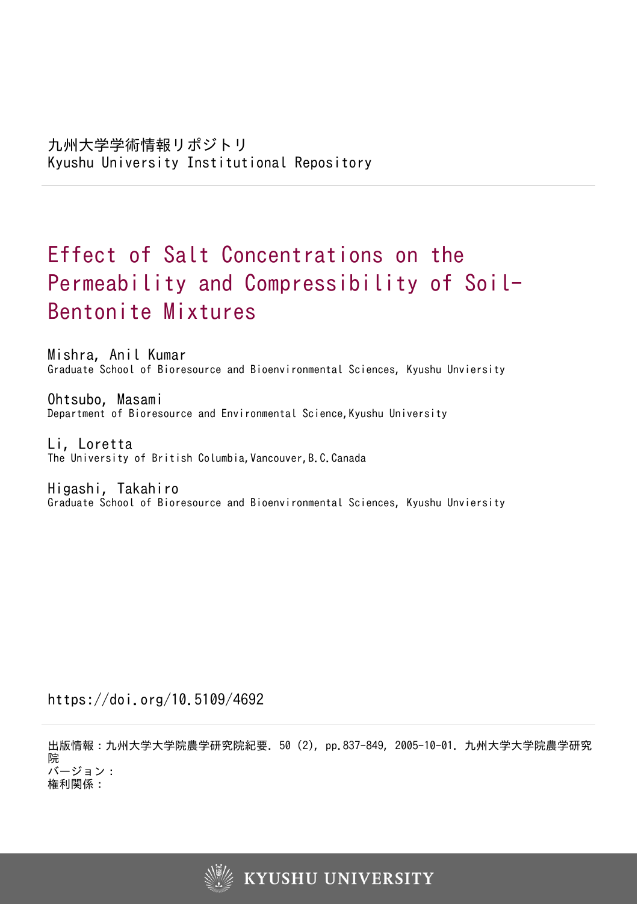九州大学学術情報リポジトリ
Kyushu University Institutional Repository

# Effect of Salt Concentrations on the Permeability and Compressibility of Soil-Bentonite Mixtures

Mishra, Anil Kumar
Graduate School of Bioresource and Bioenvironmental Sciences, Kyushu Unviersity

Ohtsubo, Masami
Department of Bioresource and Environmental Science,Kyushu University

Li, Loretta
The University of British Columbia,Vancouver,B.C.Canada

Higashi, Takahiro
Graduate School of Bioresource and Bioenvironmental Sciences, Kyushu Unviersity

https://doi.org/10.5109/4692

出版情報：九州大学大学院農学研究院紀要. 50 (2), pp.837-849, 2005-10-01. 九州大学大学院農学研究院
バージョン：
権利関係：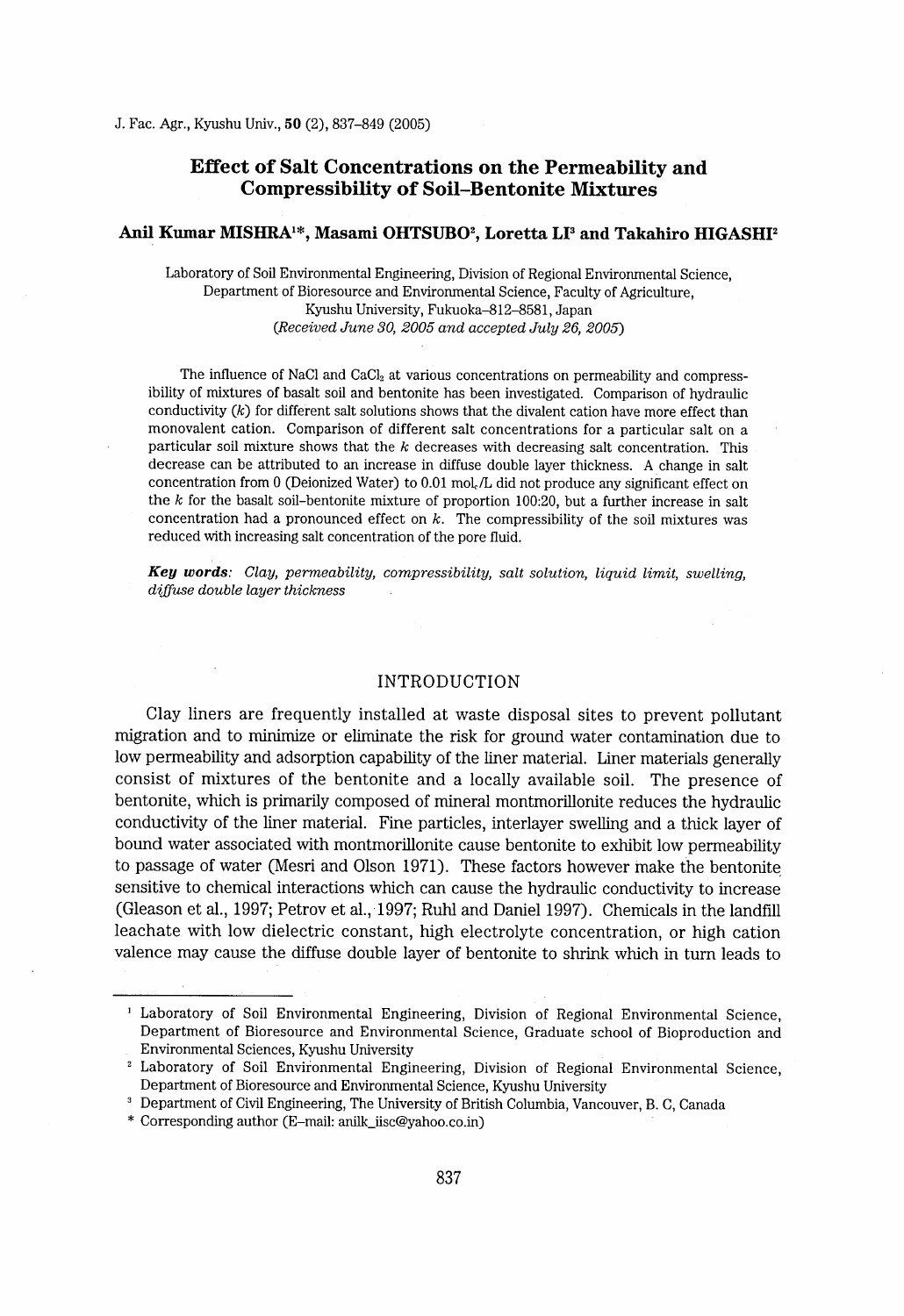# Effect of Salt Concentrations on the Permeability and Compressibility of Soil–Bentonite Mixtures

**Anil Kumar MISHRA[1]*, Masami OHTSUBO[2], Loretta LI[3] and Takahiro HIGASHI[2]**

Laboratory of Soil Environmental Engineering, Division of Regional Environmental Science, Department of Bioresource and Environmental Science, Faculty of Agriculture, Kyushu University, Fukuoka–812–8581, Japan

*(Received June 30, 2005 and accepted July 26, 2005)*

The influence of NaCl and $CaCl_2$ at various concentrations on permeability and compressibility of mixtures of basalt soil and bentonite has been investigated. Comparison of hydraulic conductivity ($k$) for different salt solutions shows that the divalent cation have more effect than monovalent cation. Comparison of different salt concentrations for a particular salt on a particular soil mixture shows that the $k$ decreases with decreasing salt concentration. This decrease can be attributed to an increase in diffuse double layer thickness. A change in salt concentration from 0 (Deionized Water) to 0.01 $mol_c$/L did not produce any significant effect on the $k$ for the basalt soil–bentonite mixture of proportion 100:20, but a further increase in salt concentration had a pronounced effect on $k$. The compressibility of the soil mixtures was reduced with increasing salt concentration of the pore fluid.

***Key words***: *Clay, permeability, compressibility, salt solution, liquid limit, swelling, diffuse double layer thickness*

## INTRODUCTION

Clay liners are frequently installed at waste disposal sites to prevent pollutant migration and to minimize or eliminate the risk for ground water contamination due to low permeability and adsorption capability of the liner material. Liner materials generally consist of mixtures of the bentonite and a locally available soil. The presence of bentonite, which is primarily composed of mineral montmorillonite reduces the hydraulic conductivity of the liner material. Fine particles, interlayer swelling and a thick layer of bound water associated with montmorillonite cause bentonite to exhibit low permeability to passage of water (Mesri and Olson 1971). These factors however make the bentonite sensitive to chemical interactions which can cause the hydraulic conductivity to increase (Gleason et al., 1997; Petrov et al., 1997; Ruhl and Daniel 1997). Chemicals in the landfill leachate with low dielectric constant, high electrolyte concentration, or high cation valence may cause the diffuse double layer of bentonite to shrink which in turn leads to

---

[1] Laboratory of Soil Environmental Engineering, Division of Regional Environmental Science, Department of Bioresource and Environmental Science, Graduate school of Bioproduction and Environmental Sciences, Kyushu University

[2] Laboratory of Soil Environmental Engineering, Division of Regional Environmental Science, Department of Bioresource and Environmental Science, Kyushu University

[3] Department of Civil Engineering, The University of British Columbia, Vancouver, B. C, Canada

\* Corresponding author (E-mail: anilk_iisc@yahoo.co.in)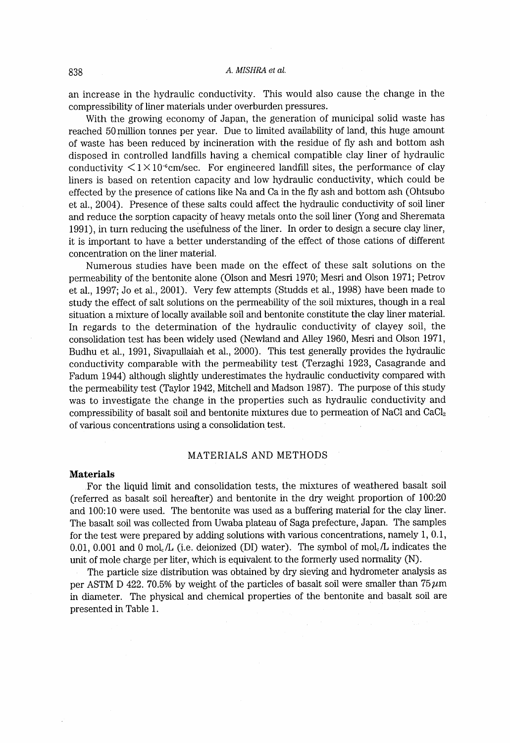an increase in the hydraulic conductivity. This would also cause the change in the compressibility of liner materials under overburden pressures.

With the growing economy of Japan, the generation of municipal solid waste has reached 50 million tonnes per year. Due to limited availability of land, this huge amount of waste has been reduced by incineration with the residue of fly ash and bottom ash disposed in controlled landfills having a chemical compatible clay liner of hydraulic conductivity $<1\times10^{-6}$cm/sec. For engineered landfill sites, the performance of clay liners is based on retention capacity and low hydraulic conductivity, which could be effected by the presence of cations like Na and Ca in the fly ash and bottom ash (Ohtsubo et al., 2004). Presence of these salts could affect the hydraulic conductivity of soil liner and reduce the sorption capacity of heavy metals onto the soil liner (Yong and Sheremata 1991), in turn reducing the usefulness of the liner. In order to design a secure clay liner, it is important to have a better understanding of the effect of those cations of different concentration on the liner material.

Numerous studies have been made on the effect of these salt solutions on the permeability of the bentonite alone (Olson and Mesri 1970; Mesri and Olson 1971; Petrov et al., 1997; Jo et al., 2001). Very few attempts (Studds et al., 1998) have been made to study the effect of salt solutions on the permeability of the soil mixtures, though in a real situation a mixture of locally available soil and bentonite constitute the clay liner material. In regards to the determination of the hydraulic conductivity of clayey soil, the consolidation test has been widely used (Newland and Alley 1960, Mesri and Olson 1971, Budhu et al., 1991, Sivapullaiah et al., 2000). This test generally provides the hydraulic conductivity comparable with the permeability test (Terzaghi 1923, Casagrande and Fadum 1944) although slightly underestimates the hydraulic conductivity compared with the permeability test (Taylor 1942, Mitchell and Madson 1987). The purpose of this study was to investigate the change in the properties such as hydraulic conductivity and compressibility of basalt soil and bentonite mixtures due to permeation of NaCl and $CaCl_2$ of various concentrations using a consolidation test.

## MATERIALS AND METHODS

### Materials

For the liquid limit and consolidation tests, the mixtures of weathered basalt soil (referred as basalt soil hereafter) and bentonite in the dry weight proportion of 100:20 and 100:10 were used. The bentonite was used as a buffering material for the clay liner. The basalt soil was collected from Uwaba plateau of Saga prefecture, Japan. The samples for the test were prepared by adding solutions with various concentrations, namely 1, 0.1, 0.01, 0.001 and 0 $mol_c/L$ (i.e. deionized (DI) water). The symbol of $mol_c/L$ indicates the unit of mole charge per liter, which is equivalent to the formerly used normality (N).

The particle size distribution was obtained by dry sieving and hydrometer analysis as per ASTM D 422. 70.5% by weight of the particles of basalt soil were smaller than 75 $\mu$m in diameter. The physical and chemical properties of the bentonite and basalt soil are presented in Table 1.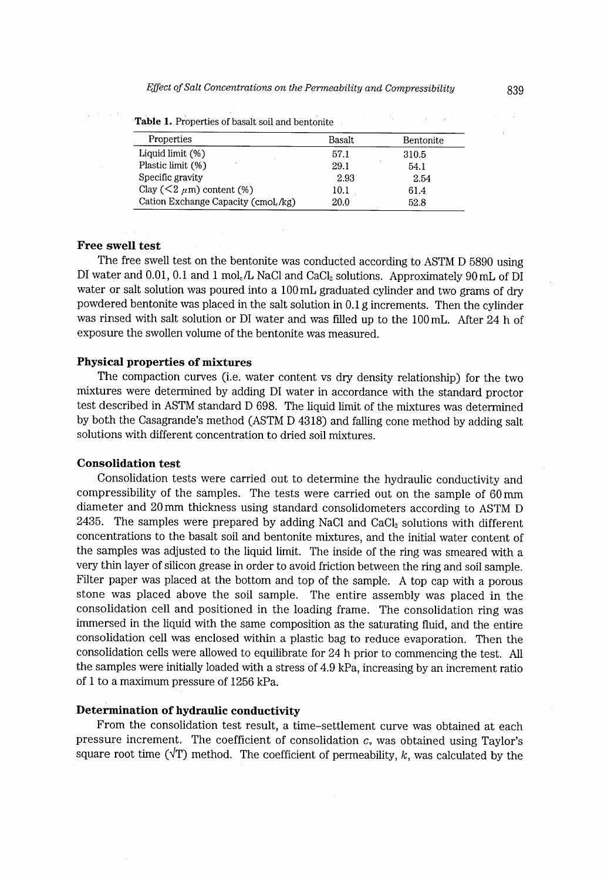**Table 1.** Properties of basalt soil and bentonite

| Properties | Basalt | Bentonite |
|---|---|---|
| Liquid limit (%) | 57.1 | 310.5 |
| Plastic limit (%) | 29.1 | 54.1 |
| Specific gravity | 2.93 | 2.54 |
| Clay (<2 $\mu$m) content (%) | 10.1 | 61.4 |
| Cation Exchange Capacity ($cmol_c/kg$) | 20.0 | 52.8 |

### Free swell test

The free swell test on the bentonite was conducted according to ASTM D 5890 using DI water and 0.01, 0.1 and 1 $mol_c/L$ NaCl and $CaCl_2$ solutions. Approximately 90 mL of DI water or salt solution was poured into a 100 mL graduated cylinder and two grams of dry powdered bentonite was placed in the salt solution in 0.1 g increments. Then the cylinder was rinsed with salt solution or DI water and was filled up to the 100 mL. After 24 h of exposure the swollen volume of the bentonite was measured.

### Physical properties of mixtures

The compaction curves (i.e. water content vs dry density relationship) for the two mixtures were determined by adding DI water in accordance with the standard proctor test described in ASTM standard D 698. The liquid limit of the mixtures was determined by both the Casagrande's method (ASTM D 4318) and falling cone method by adding salt solutions with different concentration to dried soil mixtures.

### Consolidation test

Consolidation tests were carried out to determine the hydraulic conductivity and compressibility of the samples. The tests were carried out on the sample of 60 mm diameter and 20 mm thickness using standard consolidometers according to ASTM D 2435. The samples were prepared by adding NaCl and $CaCl_2$ solutions with different concentrations to the basalt soil and bentonite mixtures, and the initial water content of the samples was adjusted to the liquid limit. The inside of the ring was smeared with a very thin layer of silicon grease in order to avoid friction between the ring and soil sample. Filter paper was placed at the bottom and top of the sample. A top cap with a porous stone was placed above the soil sample. The entire assembly was placed in the consolidation cell and positioned in the loading frame. The consolidation ring was immersed in the liquid with the same composition as the saturating fluid, and the entire consolidation cell was enclosed within a plastic bag to reduce evaporation. Then the consolidation cells were allowed to equilibrate for 24 h prior to commencing the test. All the samples were initially loaded with a stress of 4.9 kPa, increasing by an increment ratio of 1 to a maximum pressure of 1256 kPa.

### Determination of hydraulic conductivity

From the consolidation test result, a time–settlement curve was obtained at each pressure increment. The coefficient of consolidation $c_v$ was obtained using Taylor's square root time ($\sqrt{T}$) method. The coefficient of permeability, $k$, was calculated by the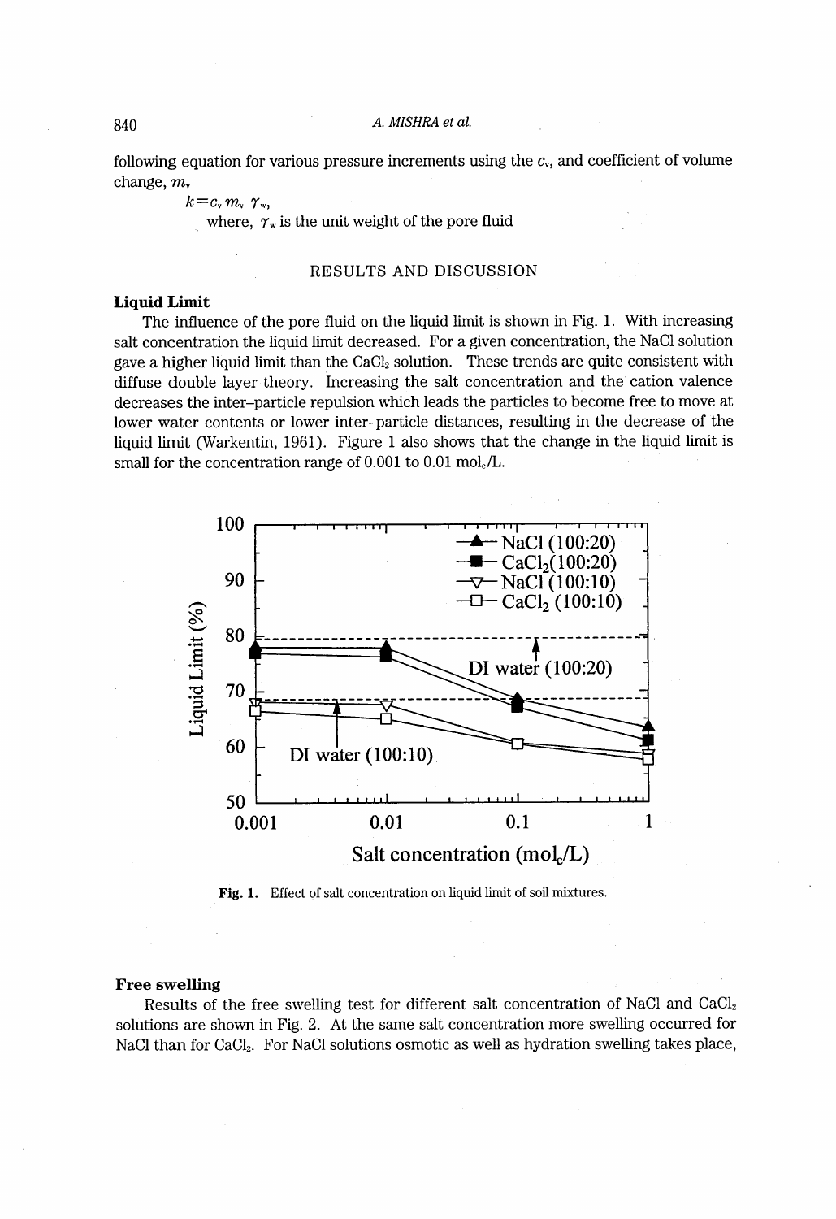following equation for various pressure increments using the $c_v$, and coefficient of volume change, $m_v$

$$k = c_v \, m_v \, \gamma_w,$$

where, $\gamma_w$ is the unit weight of the pore fluid

## RESULTS AND DISCUSSION

### Liquid Limit

The influence of the pore fluid on the liquid limit is shown in Fig. 1. With increasing salt concentration the liquid limit decreased. For a given concentration, the NaCl solution gave a higher liquid limit than the $CaCl_2$ solution. These trends are quite consistent with diffuse double layer theory. Increasing the salt concentration and the cation valence decreases the inter–particle repulsion which leads the particles to become free to move at lower water contents or lower inter–particle distances, resulting in the decrease of the liquid limit (Warkentin, 1961). Figure 1 also shows that the change in the liquid limit is small for the concentration range of 0.001 to 0.01 $mol_c$/L.

**Fig. 1.** Effect of salt concentration on liquid limit of soil mixtures.

### Free swelling

Results of the free swelling test for different salt concentration of NaCl and $CaCl_2$ solutions are shown in Fig. 2. At the same salt concentration more swelling occurred for NaCl than for $CaCl_2$. For NaCl solutions osmotic as well as hydration swelling takes place,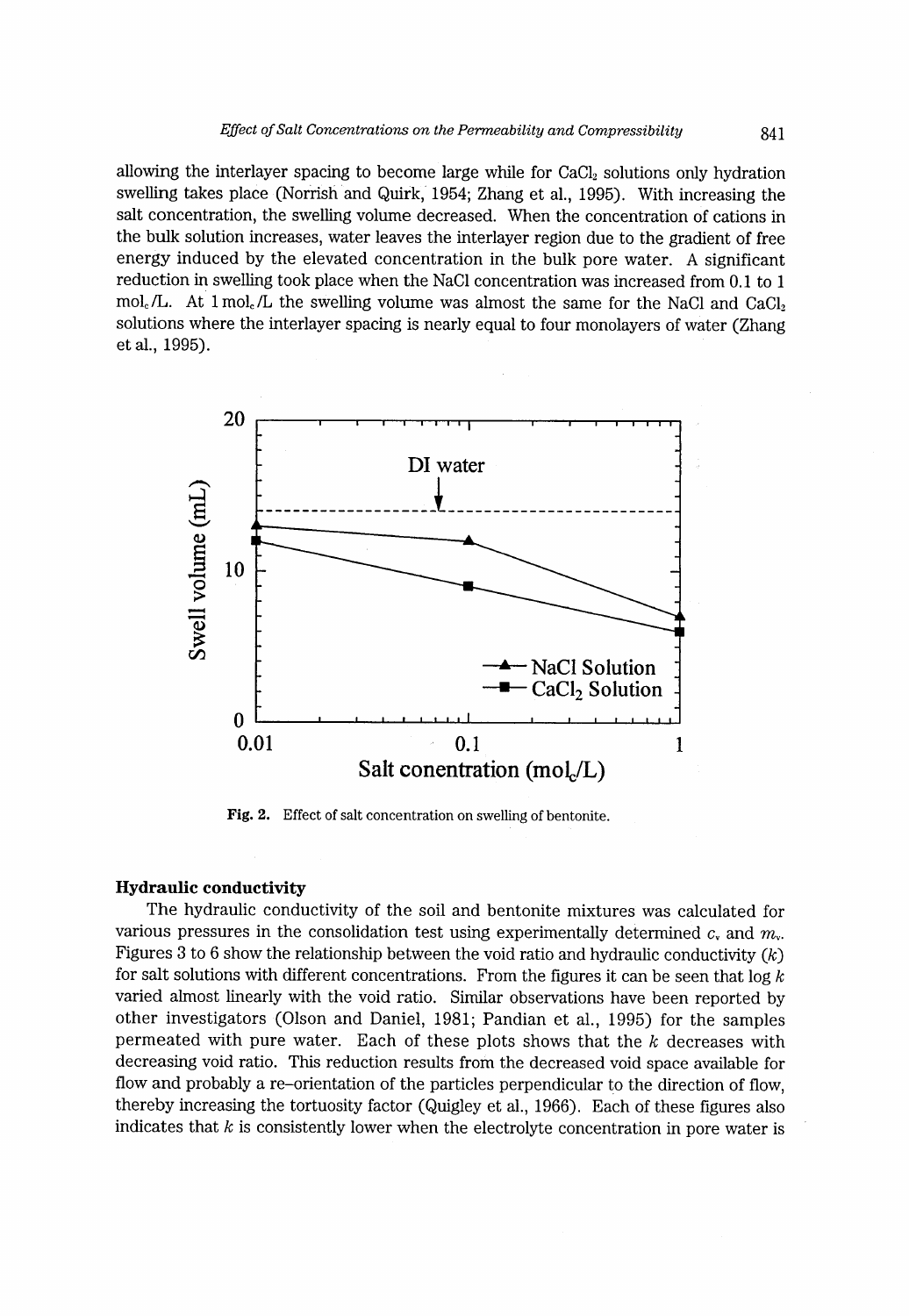allowing the interlayer spacing to become large while for $CaCl_2$ solutions only hydration swelling takes place (Norrish and Quirk, 1954; Zhang et al., 1995). With increasing the salt concentration, the swelling volume decreased. When the concentration of cations in the bulk solution increases, water leaves the interlayer region due to the gradient of free energy induced by the elevated concentration in the bulk pore water. A significant reduction in swelling took place when the NaCl concentration was increased from 0.1 to 1 $mol_c/L$. At 1 $mol_c/L$ the swelling volume was almost the same for the NaCl and $CaCl_2$ solutions where the interlayer spacing is nearly equal to four monolayers of water (Zhang et al., 1995).

**Fig. 2.** Effect of salt concentration on swelling of bentonite.

### Hydraulic conductivity

The hydraulic conductivity of the soil and bentonite mixtures was calculated for various pressures in the consolidation test using experimentally determined $c_v$ and $m_v$. Figures 3 to 6 show the relationship between the void ratio and hydraulic conductivity ($k$) for salt solutions with different concentrations. From the figures it can be seen that log $k$ varied almost linearly with the void ratio. Similar observations have been reported by other investigators (Olson and Daniel, 1981; Pandian et al., 1995) for the samples permeated with pure water. Each of these plots shows that the $k$ decreases with decreasing void ratio. This reduction results from the decreased void space available for flow and probably a re–orientation of the particles perpendicular to the direction of flow, thereby increasing the tortuosity factor (Quigley et al., 1966). Each of these figures also indicates that $k$ is consistently lower when the electrolyte concentration in pore water is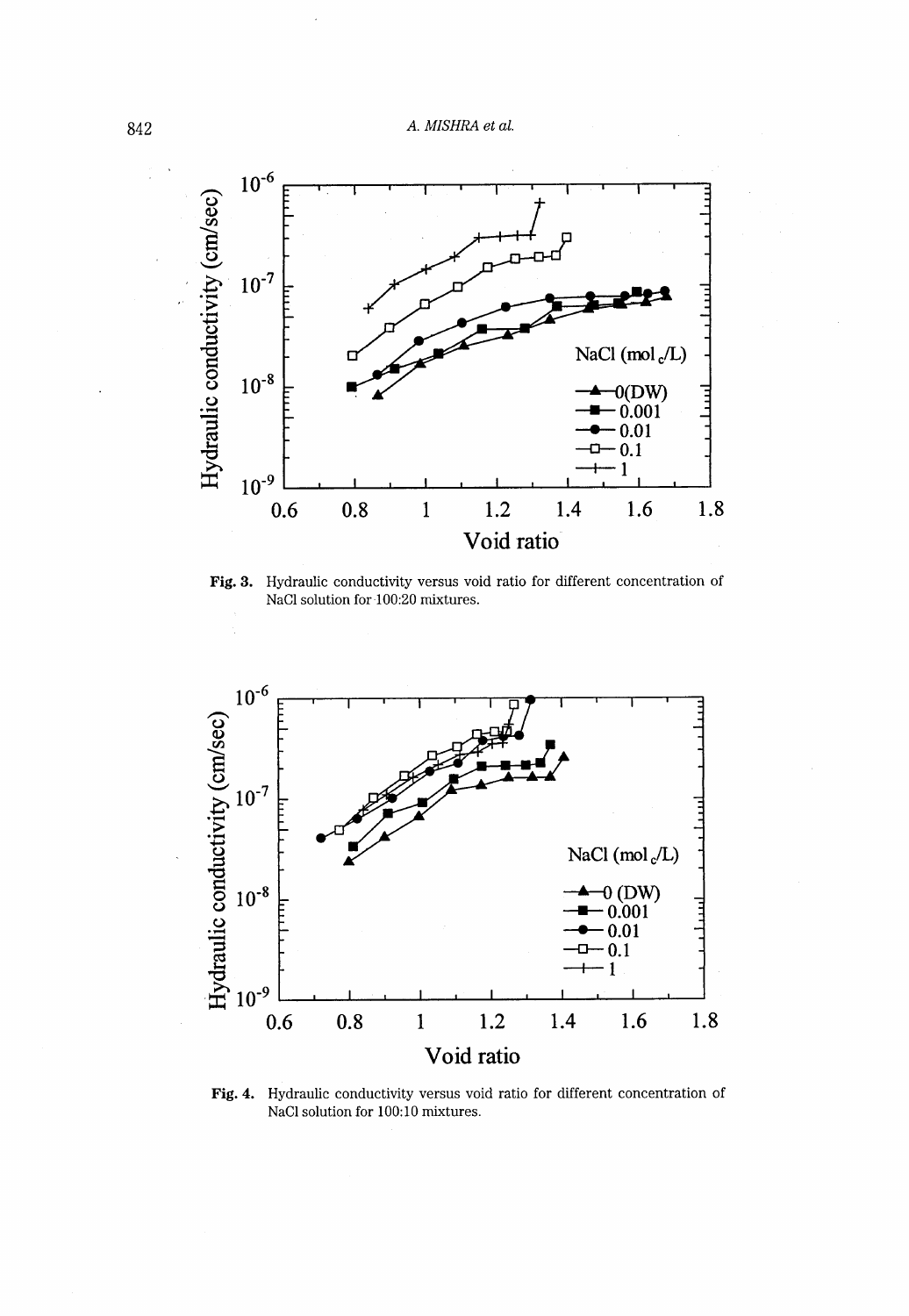**Fig. 3.** Hydraulic conductivity versus void ratio for different concentration of NaCl solution for 100:20 mixtures.

**Fig. 4.** Hydraulic conductivity versus void ratio for different concentration of NaCl solution for 100:10 mixtures.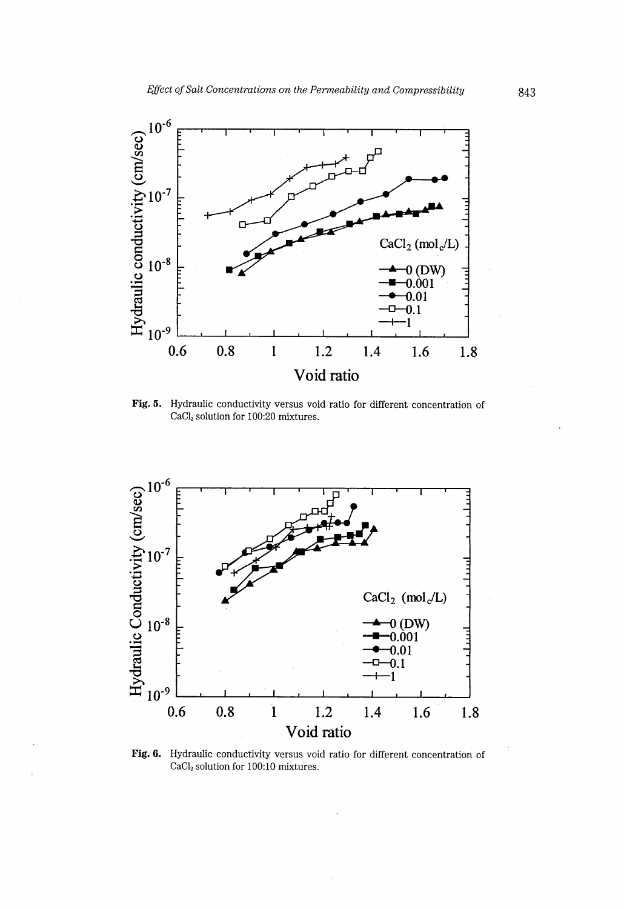**Fig. 5.** Hydraulic conductivity versus void ratio for different concentration of $CaCl_2$ solution for 100:20 mixtures.

**Fig. 6.** Hydraulic conductivity versus void ratio for different concentration of $CaCl_2$ solution for 100:10 mixtures.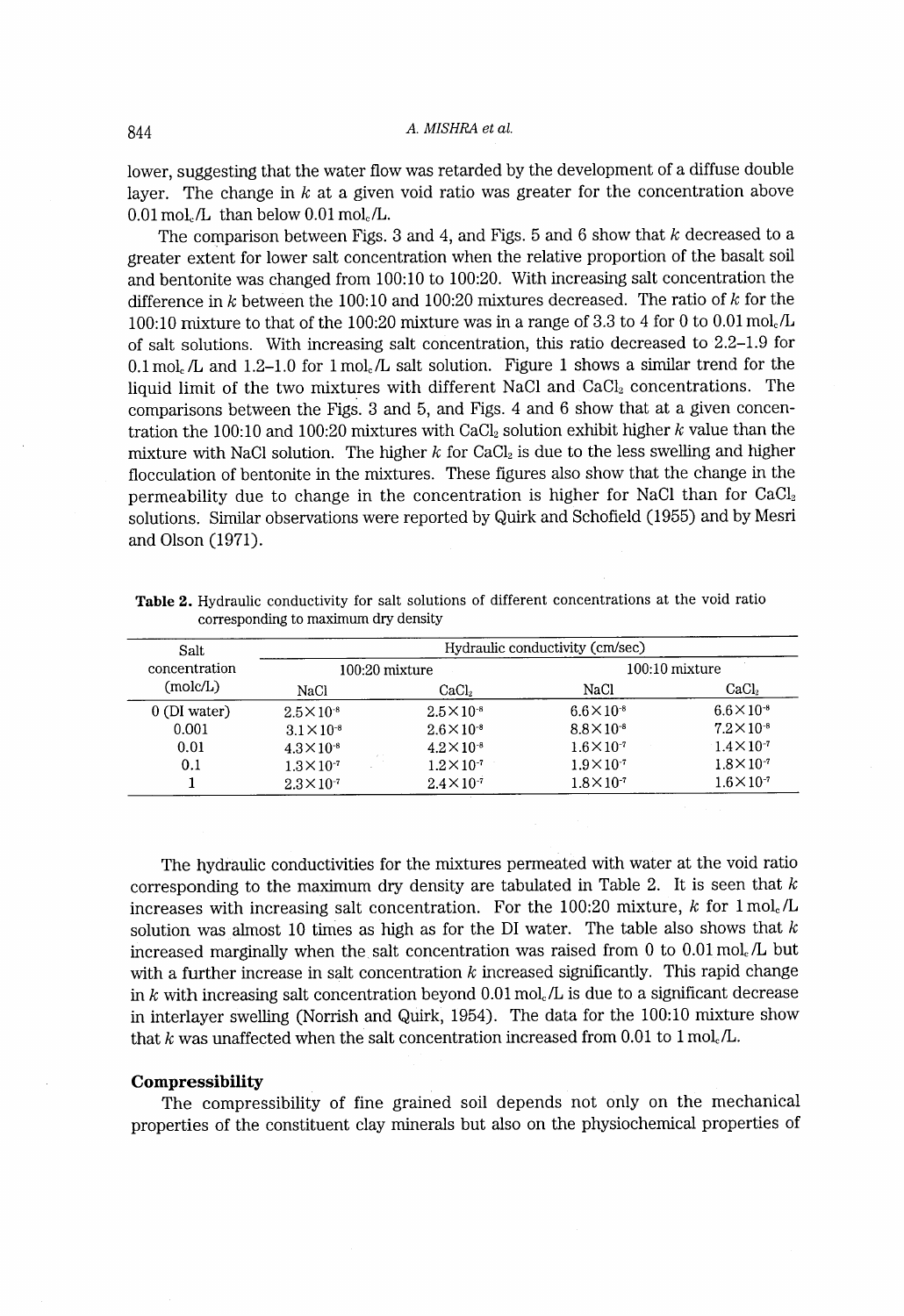lower, suggesting that the water flow was retarded by the development of a diffuse double layer. The change in $k$ at a given void ratio was greater for the concentration above 0.01 $mol_c/L$ than below 0.01 $mol_c/L$.

The comparison between Figs. 3 and 4, and Figs. 5 and 6 show that $k$ decreased to a greater extent for lower salt concentration when the relative proportion of the basalt soil and bentonite was changed from 100:10 to 100:20. With increasing salt concentration the difference in $k$ between the 100:10 and 100:20 mixtures decreased. The ratio of $k$ for the 100:10 mixture to that of the 100:20 mixture was in a range of 3.3 to 4 for 0 to 0.01 $mol_c/L$ of salt solutions. With increasing salt concentration, this ratio decreased to 2.2–1.9 for 0.1 $mol_c/L$ and 1.2–1.0 for 1 $mol_c/L$ salt solution. Figure 1 shows a similar trend for the liquid limit of the two mixtures with different NaCl and $CaCl_2$ concentrations. The comparisons between the Figs. 3 and 5, and Figs. 4 and 6 show that at a given concentration the 100:10 and 100:20 mixtures with $CaCl_2$ solution exhibit higher $k$ value than the mixture with NaCl solution. The higher $k$ for $CaCl_2$ is due to the less swelling and higher flocculation of bentonite in the mixtures. These figures also show that the change in the permeability due to change in the concentration is higher for NaCl than for $CaCl_2$ solutions. Similar observations were reported by Quirk and Schofield (1955) and by Mesri and Olson (1971).

**Table 2.** Hydraulic conductivity for salt solutions of different concentrations at the void ratio corresponding to maximum dry density

| Salt concentration (molc/L) | Hydraulic conductivity (cm/sec) | | | |
|---|---|---|---|---|
| | 100:20 mixture | | 100:10 mixture | |
| | NaCl | $CaCl_2$ | NaCl | $CaCl_2$ |
| 0 (DI water) | $2.5\times10^{-8}$ | $2.5\times10^{-8}$ | $6.6\times10^{-8}$ | $6.6\times10^{-8}$ |
| 0.001 | $3.1\times10^{-8}$ | $2.6\times10^{-8}$ | $8.8\times10^{-8}$ | $7.2\times10^{-8}$ |
| 0.01 | $4.3\times10^{-8}$ | $4.2\times10^{-8}$ | $1.6\times10^{-7}$ | $1.4\times10^{-7}$ |
| 0.1 | $1.3\times10^{-7}$ | $1.2\times10^{-7}$ | $1.9\times10^{-7}$ | $1.8\times10^{-7}$ |
| 1 | $2.3\times10^{-7}$ | $2.4\times10^{-7}$ | $1.8\times10^{-7}$ | $1.6\times10^{-7}$ |

The hydraulic conductivities for the mixtures permeated with water at the void ratio corresponding to the maximum dry density are tabulated in Table 2. It is seen that $k$ increases with increasing salt concentration. For the 100:20 mixture, $k$ for 1 $mol_c/L$ solution was almost 10 times as high as for the DI water. The table also shows that $k$ increased marginally when the salt concentration was raised from 0 to 0.01 $mol_c/L$ but with a further increase in salt concentration $k$ increased significantly. This rapid change in $k$ with increasing salt concentration beyond 0.01 $mol_c/L$ is due to a significant decrease in interlayer swelling (Norrish and Quirk, 1954). The data for the 100:10 mixture show that $k$ was unaffected when the salt concentration increased from 0.01 to 1 $mol_c/L$.

### Compressibility

The compressibility of fine grained soil depends not only on the mechanical properties of the constituent clay minerals but also on the physiochemical properties of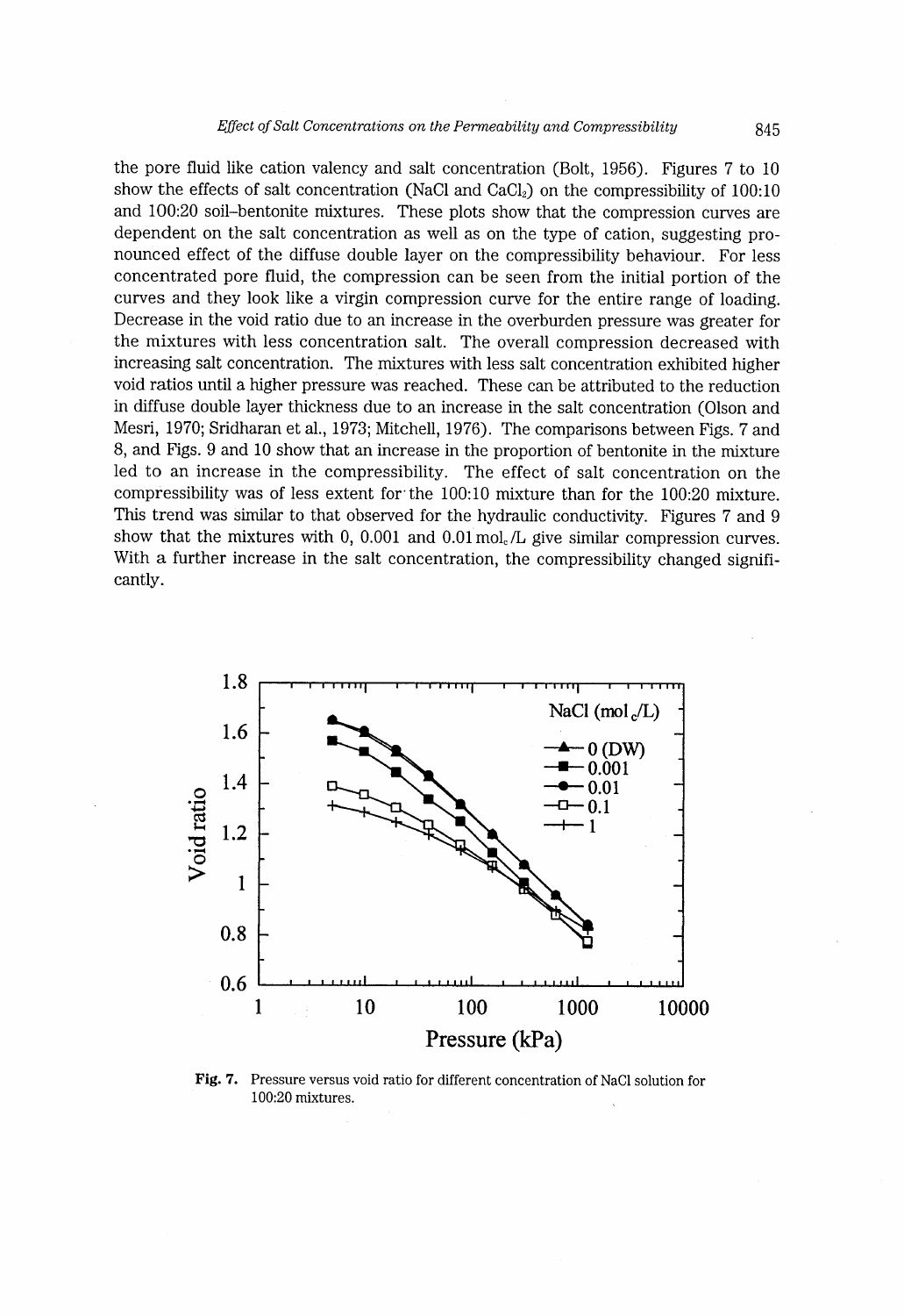the pore fluid like cation valency and salt concentration (Bolt, 1956). Figures 7 to 10 show the effects of salt concentration (NaCl and $CaCl_2$) on the compressibility of 100:10 and 100:20 soil–bentonite mixtures. These plots show that the compression curves are dependent on the salt concentration as well as on the type of cation, suggesting pronounced effect of the diffuse double layer on the compressibility behaviour. For less concentrated pore fluid, the compression can be seen from the initial portion of the curves and they look like a virgin compression curve for the entire range of loading. Decrease in the void ratio due to an increase in the overburden pressure was greater for the mixtures with less concentration salt. The overall compression decreased with increasing salt concentration. The mixtures with less salt concentration exhibited higher void ratios until a higher pressure was reached. These can be attributed to the reduction in diffuse double layer thickness due to an increase in the salt concentration (Olson and Mesri, 1970; Sridharan et al., 1973; Mitchell, 1976). The comparisons between Figs. 7 and 8, and Figs. 9 and 10 show that an increase in the proportion of bentonite in the mixture led to an increase in the compressibility. The effect of salt concentration on the compressibility was of less extent for the 100:10 mixture than for the 100:20 mixture. This trend was similar to that observed for the hydraulic conductivity. Figures 7 and 9 show that the mixtures with 0, 0.001 and 0.01 $mol_c$/L give similar compression curves. With a further increase in the salt concentration, the compressibility changed significantly.

**Fig. 7.** Pressure versus void ratio for different concentration of NaCl solution for 100:20 mixtures.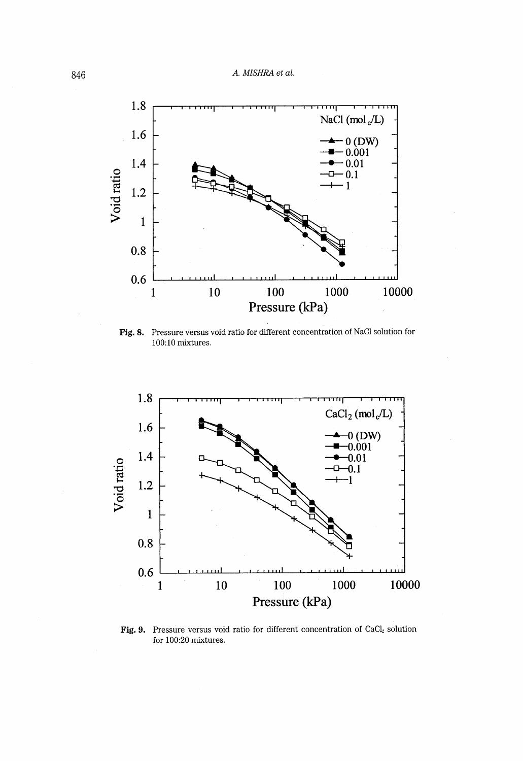**Fig. 8.** Pressure versus void ratio for different concentration of NaCl solution for 100:10 mixtures.

**Fig. 9.** Pressure versus void ratio for different concentration of $CaCl_2$ solution for 100:20 mixtures.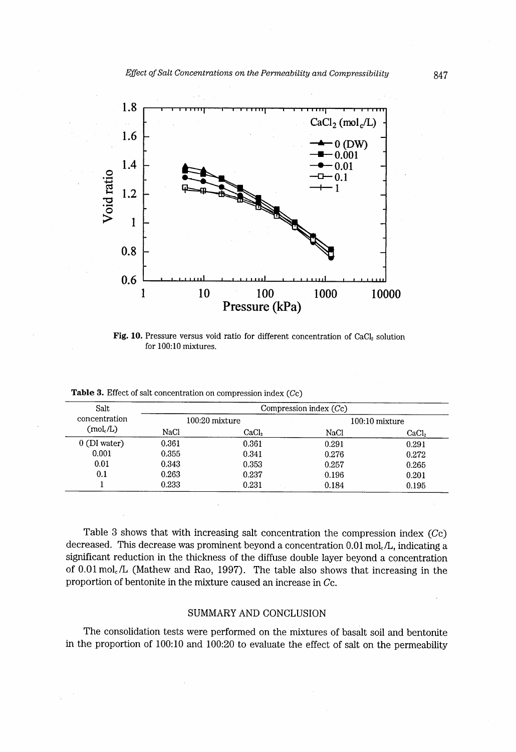Fig. 10. Pressure versus void ratio for different concentration of $CaCl_2$ solution for 100:10 mixtures.

**Table 3.** Effect of salt concentration on compression index ($Cc$)

| Salt concentration ($mol_c/L$) | Compression index ($Cc$) | | | |
|---|---|---|---|---|
| | 100:20 mixture | | 100:10 mixture | |
| | NaCl | $CaCl_2$ | NaCl | $CaCl_2$ |
| 0 (DI water) | 0.361 | 0.361 | 0.291 | 0.291 |
| 0.001 | 0.355 | 0.341 | 0.276 | 0.272 |
| 0.01 | 0.343 | 0.353 | 0.257 | 0.265 |
| 0.1 | 0.263 | 0.237 | 0.196 | 0.201 |
| 1 | 0.233 | 0.231 | 0.184 | 0.195 |

Table 3 shows that with increasing salt concentration the compression index ($Cc$) decreased. This decrease was prominent beyond a concentration 0.01 $mol_c/L$, indicating a significant reduction in the thickness of the diffuse double layer beyond a concentration of 0.01 $mol_c/L$ (Mathew and Rao, 1997). The table also shows that increasing in the proportion of bentonite in the mixture caused an increase in $Cc$.

## SUMMARY AND CONCLUSION

The consolidation tests were performed on the mixtures of basalt soil and bentonite in the proportion of 100:10 and 100:20 to evaluate the effect of salt on the permeability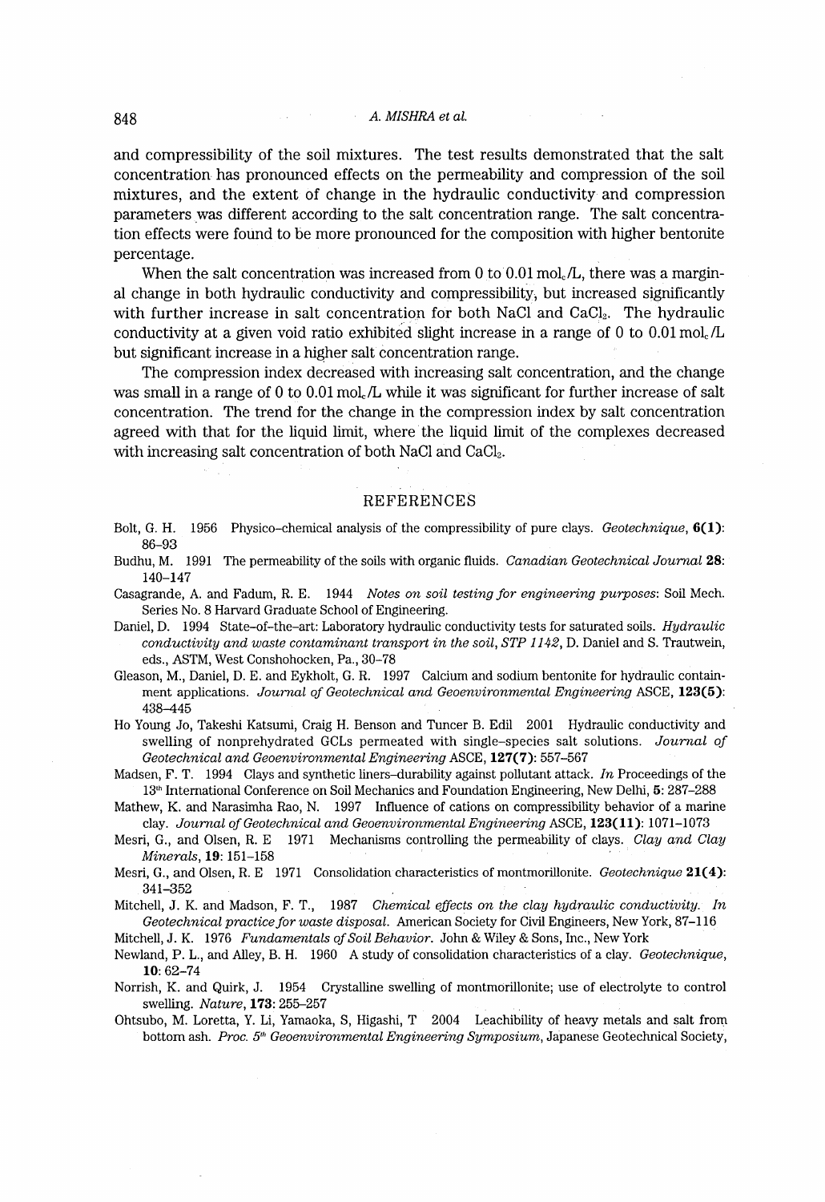and compressibility of the soil mixtures. The test results demonstrated that the salt concentration has pronounced effects on the permeability and compression of the soil mixtures, and the extent of change in the hydraulic conductivity and compression parameters was different according to the salt concentration range. The salt concentration effects were found to be more pronounced for the composition with higher bentonite percentage.

When the salt concentration was increased from 0 to 0.01 $mol_c/L$, there was a marginal change in both hydraulic conductivity and compressibility, but increased significantly with further increase in salt concentration for both NaCl and $CaCl_2$. The hydraulic conductivity at a given void ratio exhibited slight increase in a range of 0 to 0.01 $mol_c/L$ but significant increase in a higher salt concentration range.

The compression index decreased with increasing salt concentration, and the change was small in a range of 0 to 0.01 $mol_c/L$ while it was significant for further increase of salt concentration. The trend for the change in the compression index by salt concentration agreed with that for the liquid limit, where the liquid limit of the complexes decreased with increasing salt concentration of both NaCl and $CaCl_2$.

## REFERENCES

Bolt, G. H. 1956 Physico-chemical analysis of the compressibility of pure clays. *Geotechnique*, **6(1)**: 86–93

Budhu, M. 1991 The permeability of the soils with organic fluids. *Canadian Geotechnical Journal* **28**: 140–147

Casagrande, A. and Fadum, R. E. 1944 *Notes on soil testing for engineering purposes*: Soil Mech. Series No. 8 Harvard Graduate School of Engineering.

Daniel, D. 1994 State-of-the-art: Laboratory hydraulic conductivity tests for saturated soils. *Hydraulic conductivity and waste contaminant transport in the soil, STP 1142*, D. Daniel and S. Trautwein, eds., ASTM, West Conshohocken, Pa., 30–78

Gleason, M., Daniel, D. E. and Eykholt, G. R. 1997 Calcium and sodium bentonite for hydraulic containment applications. *Journal of Geotechnical and Geoenvironmental Engineering* ASCE, **123(5)**: 438–445

Ho Young Jo, Takeshi Katsumi, Craig H. Benson and Tuncer B. Edil 2001 Hydraulic conductivity and swelling of nonprehydrated GCLs permeated with single-species salt solutions. *Journal of Geotechnical and Geoenvironmental Engineering* ASCE, **127(7)**: 557–567

Madsen, F. T. 1994 Clays and synthetic liners-durability against pollutant attack. *In* Proceedings of the 13th International Conference on Soil Mechanics and Foundation Engineering, New Delhi, **5**: 287–288

Mathew, K. and Narasimha Rao, N. 1997 Influence of cations on compressibility behavior of a marine clay. *Journal of Geotechnical and Geoenvironmental Engineering* ASCE, **123(11)**: 1071–1073

Mesri, G., and Olsen, R. E 1971 Mechanisms controlling the permeability of clays. *Clay and Clay Minerals*, **19**: 151–158

Mesri, G., and Olsen, R. E 1971 Consolidation characteristics of montmorillonite. *Geotechnique* **21(4)**: 341–352

Mitchell, J. K. and Madson, F. T., 1987 *Chemical effects on the clay hydraulic conductivity. In Geotechnical practice for waste disposal.* American Society for Civil Engineers, New York, 87–116

Mitchell, J. K. 1976 *Fundamentals of Soil Behavior*. John & Wiley & Sons, Inc., New York

Newland, P. L., and Alley, B. H. 1960 A study of consolidation characteristics of a clay. *Geotechnique*, **10**: 62–74

Norrish, K. and Quirk, J. 1954 Crystalline swelling of montmorillonite; use of electrolyte to control swelling. *Nature*, **173**: 255–257

Ohtsubo, M. Loretta, Y. Li, Yamaoka, S, Higashi, T 2004 Leachibility of heavy metals and salt from bottom ash. *Proc. 5th Geoenvironmental Engineering Symposium*, Japanese Geotechnical Society,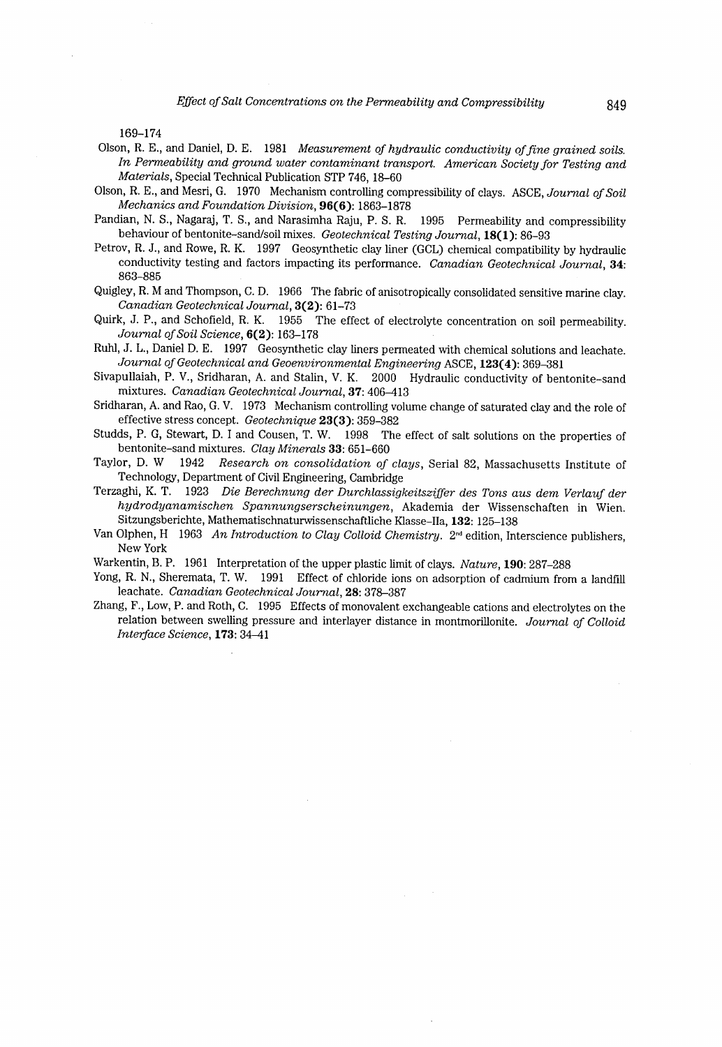169–174

Olson, R. E., and Daniel, D. E. 1981 *Measurement of hydraulic conductivity of fine grained soils. In Permeability and ground water contaminant transport. American Society for Testing and Materials*, Special Technical Publication STP 746, 18–60

Olson, R. E., and Mesri, G. 1970 Mechanism controlling compressibility of clays. ASCE, *Journal of Soil Mechanics and Foundation Division*, **96(6)**: 1863–1878

Pandian, N. S., Nagaraj, T. S., and Narasimha Raju, P. S. R. 1995 Permeability and compressibility behaviour of bentonite-sand/soil mixes. *Geotechnical Testing Journal*, **18(1)**: 86–93

Petrov, R. J., and Rowe, R. K. 1997 Geosynthetic clay liner (GCL) chemical compatibility by hydraulic conductivity testing and factors impacting its performance. *Canadian Geotechnical Journal*, **34**: 863–885

Quigley, R. M and Thompson, C. D. 1966 The fabric of anisotropically consolidated sensitive marine clay. *Canadian Geotechnical Journal*, **3(2)**: 61–73

Quirk, J. P., and Schofield, R. K. 1955 The effect of electrolyte concentration on soil permeability. *Journal of Soil Science*, **6(2)**: 163–178

Ruhl, J. L., Daniel D. E. 1997 Geosynthetic clay liners permeated with chemical solutions and leachate. *Journal of Geotechnical and Geoenvironmental Engineering* ASCE, **123(4)**: 369–381

Sivapullaiah, P. V., Sridharan, A. and Stalin, V. K. 2000 Hydraulic conductivity of bentonite-sand mixtures. *Canadian Geotechnical Journal*, **37**: 406–413

Sridharan, A. and Rao, G. V. 1973 Mechanism controlling volume change of saturated clay and the role of effective stress concept. *Geotechnique* **23(3)**: 359–382

Studds, P. G, Stewart, D. I and Cousen, T. W. 1998 The effect of salt solutions on the properties of bentonite-sand mixtures. *Clay Minerals* **33**: 651–660

Taylor, D. W 1942 *Research on consolidation of clays*, Serial 82, Massachusetts Institute of Technology, Department of Civil Engineering, Cambridge

Terzaghi, K. T. 1923 *Die Berechnung der Durchlassigkeitsziffer des Tons aus dem Verlauf der hydrodyanamischen Spannungserscheinungen*, Akademia der Wissenschaften in Wien. Sitzungsberichte, Mathematischnaturwissenschaftliche Klasse-IIa, **132**: 125–138

Van Olphen, H 1963 *An Introduction to Clay Colloid Chemistry*. 2nd edition, Interscience publishers, New York

Warkentin, B. P. 1961 Interpretation of the upper plastic limit of clays. *Nature*, **190**: 287–288

Yong, R. N., Sheremata, T. W. 1991 Effect of chloride ions on adsorption of cadmium from a landfill leachate. *Canadian Geotechnical Journal*, **28**: 378–387

Zhang, F., Low, P. and Roth, C. 1995 Effects of monovalent exchangeable cations and electrolytes on the relation between swelling pressure and interlayer distance in montmorillonite. *Journal of Colloid Interface Science*, **173**: 34–41